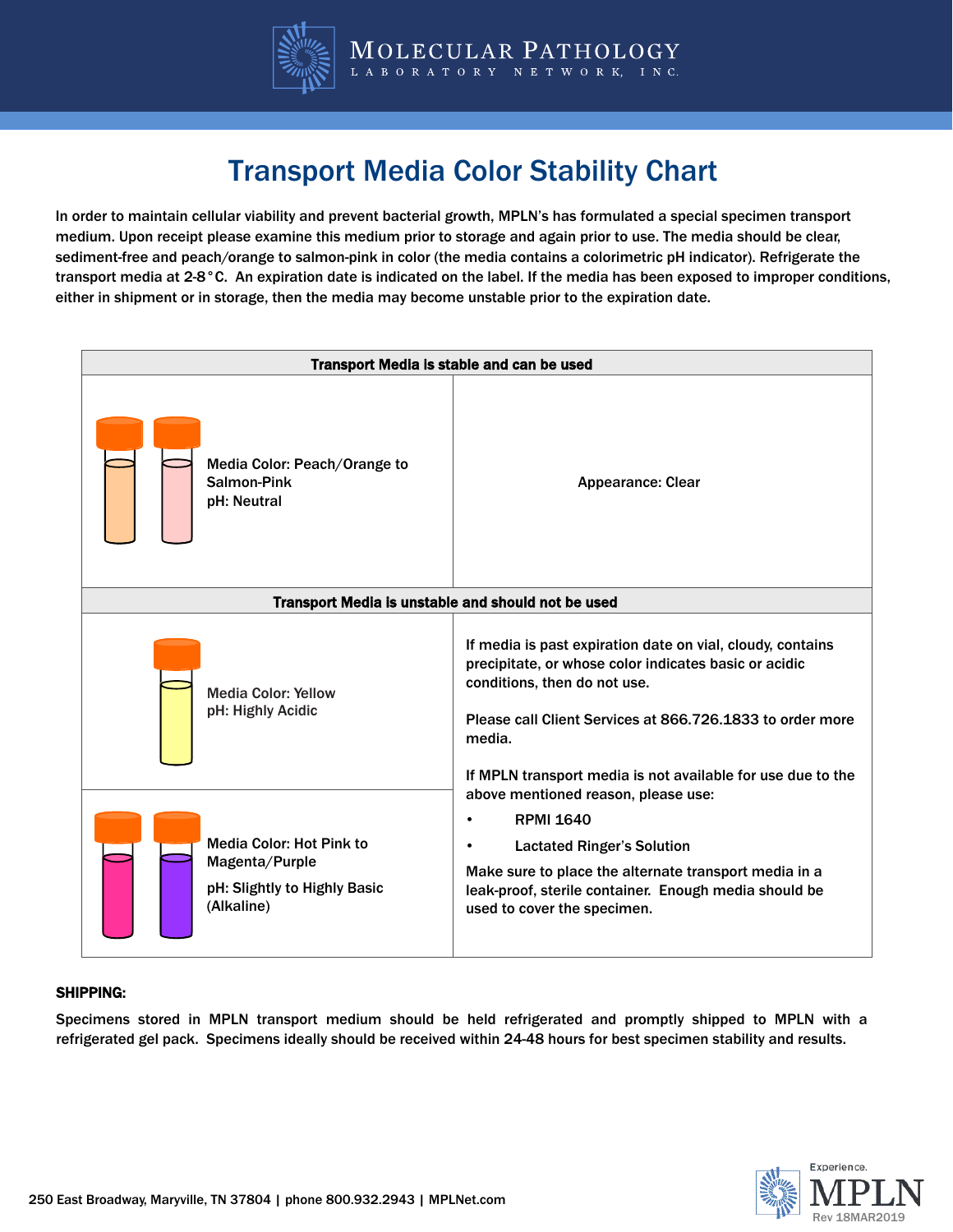# Molecular Pathology Laboratory Network, Inc.

## Transport Media Color Stability Chart

In order to maintain cellular viability and prevent bacterial growth, MPLN's has formulated a special specimen transport medium. Upon receipt please examine this medium prior to storage and again prior to use. The media should be clear, sediment-free and peach/orange to salmon-pink in color (the media contains a colorimetric pH indicator). Refrigerate the transport media at 2-8°C. An expiration date is indicated on the label. If the media has been exposed to improper conditions, either in shipment or in storage, then the media may become unstable prior to the expiration date.

| **Transport Media is stable and can be used** | |
|---|---|
| Media Color: Peach/Orange to Salmon-Pink<br>pH: Neutral | Appearance: Clear |
| **Transport Media is unstable and should not be used** | |
| Media Color: Yellow<br>pH: Highly Acidic | If media is past expiration date on vial, cloudy, contains precipitate, or whose color indicates basic or acidic conditions, then do not use.<br><br>Please call Client Services at 866.726.1833 to order more media.<br><br>If MPLN transport media is not available for use due to the above mentioned reason, please use:<br>• RPMI 1640<br>• Lactated Ringer's Solution<br><br>Make sure to place the alternate transport media in a leak-proof, sterile container. Enough media should be used to cover the specimen. |
| Media Color: Hot Pink to Magenta/Purple<br>pH: Slightly to Highly Basic (Alkaline) | |

**SHIPPING:**

Specimens stored in MPLN transport medium should be held refrigerated and promptly shipped to MPLN with a refrigerated gel pack. Specimens ideally should be received within 24-48 hours for best specimen stability and results.

250 East Broadway, Maryville, TN 37804 | phone 800.932.2943 | MPLNet.com

Experience. MPLN

Rev 18MAR2019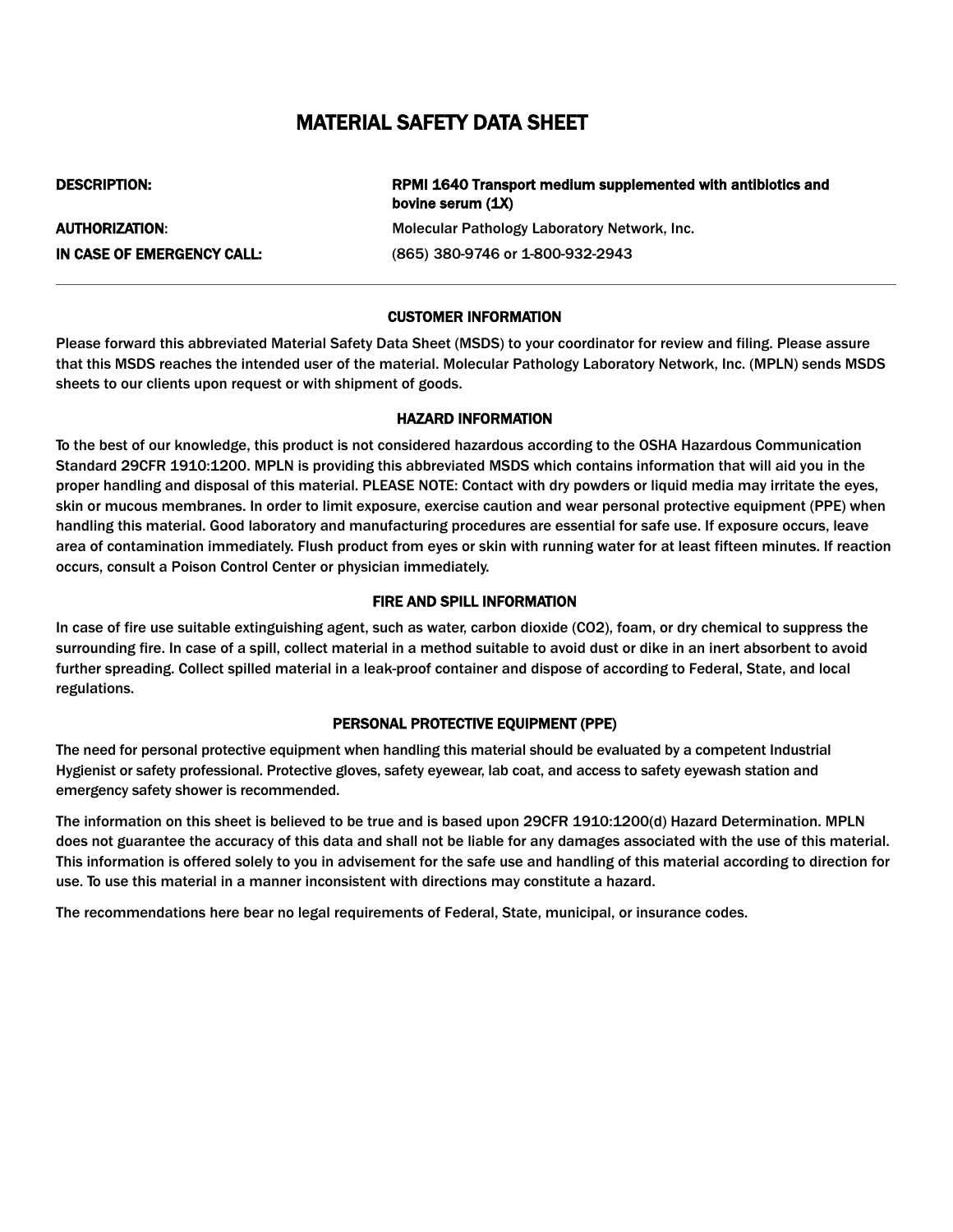# MATERIAL SAFETY DATA SHEET

**DESCRIPTION:** **RPMI 1640 Transport medium supplemented with antibiotics and bovine serum (1X)**

**AUTHORIZATION**: Molecular Pathology Laboratory Network, Inc.

**IN CASE OF EMERGENCY CALL:** (865) 380-9746 or 1-800-932-2943

---

## CUSTOMER INFORMATION

Please forward this abbreviated Material Safety Data Sheet (MSDS) to your coordinator for review and filing. Please assure that this MSDS reaches the intended user of the material. Molecular Pathology Laboratory Network, Inc. (MPLN) sends MSDS sheets to our clients upon request or with shipment of goods.

## HAZARD INFORMATION

To the best of our knowledge, this product is not considered hazardous according to the OSHA Hazardous Communication Standard 29CFR 1910:1200. MPLN is providing this abbreviated MSDS which contains information that will aid you in the proper handling and disposal of this material. PLEASE NOTE: Contact with dry powders or liquid media may irritate the eyes, skin or mucous membranes. In order to limit exposure, exercise caution and wear personal protective equipment (PPE) when handling this material. Good laboratory and manufacturing procedures are essential for safe use. If exposure occurs, leave area of contamination immediately. Flush product from eyes or skin with running water for at least fifteen minutes. If reaction occurs, consult a Poison Control Center or physician immediately.

## FIRE AND SPILL INFORMATION

In case of fire use suitable extinguishing agent, such as water, carbon dioxide ($CO_2$), foam, or dry chemical to suppress the surrounding fire. In case of a spill, collect material in a method suitable to avoid dust or dike in an inert absorbent to avoid further spreading. Collect spilled material in a leak-proof container and dispose of according to Federal, State, and local regulations.

## PERSONAL PROTECTIVE EQUIPMENT (PPE)

The need for personal protective equipment when handling this material should be evaluated by a competent Industrial Hygienist or safety professional. Protective gloves, safety eyewear, lab coat, and access to safety eyewash station and emergency safety shower is recommended.

The information on this sheet is believed to be true and is based upon 29CFR 1910:1200(d) Hazard Determination. MPLN does not guarantee the accuracy of this data and shall not be liable for any damages associated with the use of this material. This information is offered solely to you in advisement for the safe use and handling of this material according to direction for use. To use this material in a manner inconsistent with directions may constitute a hazard.

The recommendations here bear no legal requirements of Federal, State, municipal, or insurance codes.